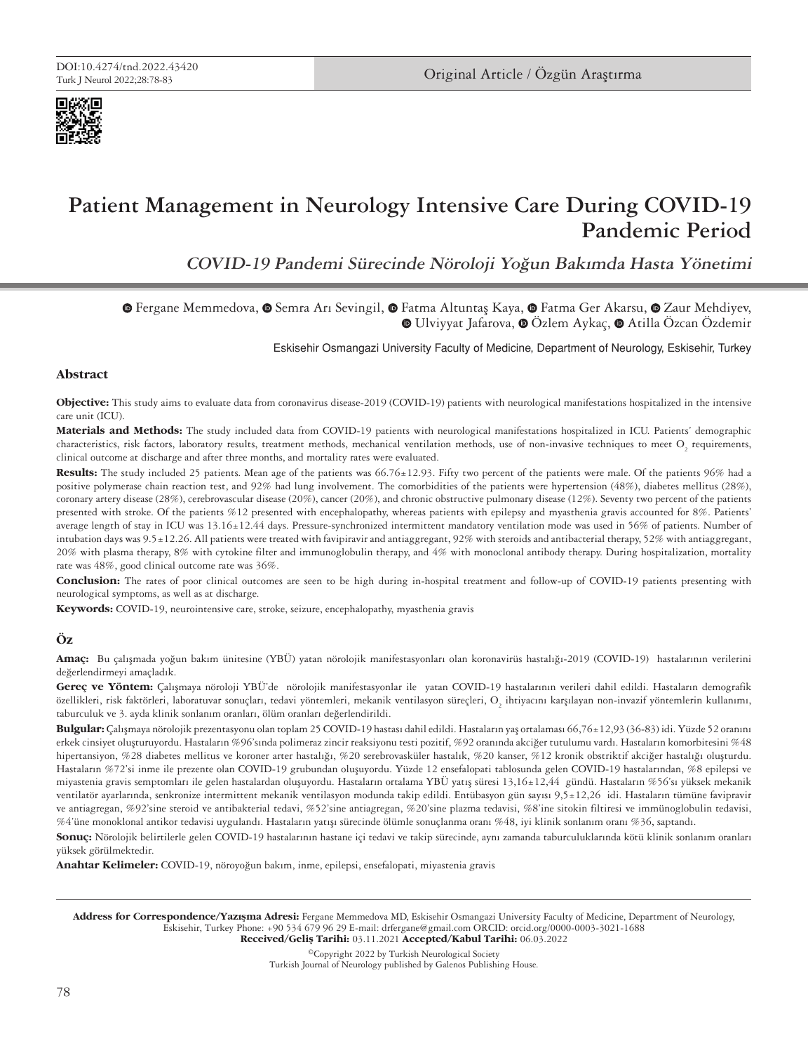DOI:10.4274/tnd.2022.43420

Original Article / Özgün Araştırma

# Patient Management in Neurology Intensive Care During COVID-19 Pandemic Period

## *COVID-19 Pandemi Sürecinde Nöroloji Yoğun Bakımda Hasta Yönetimi*

Fergane Memmedova, Semra Arı Sevingil, Fatma Altuntaş Kaya, Fatma Ger Akarsu, Zaur Mehdiyev, Ulviyyat Jafarova, Özlem Aykaç, Atilla Özcan Özdemir

Eskisehir Osmangazi University Faculty of Medicine, Department of Neurology, Eskisehir, Turkey

## Abstract

**Objective:** This study aims to evaluate data from coronavirus disease-2019 (COVID-19) patients with neurological manifestations hospitalized in the intensive care unit (ICU).

**Materials and Methods:** The study included data from COVID-19 patients with neurological manifestations hospitalized in ICU. Patients' demographic characteristics, risk factors, laboratory results, treatment methods, mechanical ventilation methods, use of non-invasive techniques to meet $O_2$ requirements, clinical outcome at discharge and after three months, and mortality rates were evaluated.

**Results:** The study included 25 patients. Mean age of the patients was 66.76±12.93. Fifty two percent of the patients were male. Of the patients 96% had a positive polymerase chain reaction test, and 92% had lung involvement. The comorbidities of the patients were hypertension (48%), diabetes mellitus (28%), coronary artery disease (28%), cerebrovascular disease (20%), cancer (20%), and chronic obstructive pulmonary disease (12%). Seventy two percent of the patients presented with stroke. Of the patients %12 presented with encephalopathy, whereas patients with epilepsy and myasthenia gravis accounted for 8%. Patients' average length of stay in ICU was 13.16±12.44 days. Pressure-synchronized intermittent mandatory ventilation mode was used in 56% of patients. Number of intubation days was 9.5±12.26. All patients were treated with favipiravir and antiaggregant, 92% with steroids and antibacterial therapy, 52% with antiaggregant, 20% with plasma therapy, 8% with cytokine filter and immunoglobulin therapy, and 4% with monoclonal antibody therapy. During hospitalization, mortality rate was 48%, good clinical outcome rate was 36%.

**Conclusion:** The rates of poor clinical outcomes are seen to be high during in-hospital treatment and follow-up of COVID-19 patients presenting with neurological symptoms, as well as at discharge.

**Keywords:** COVID-19, neurointensive care, stroke, seizure, encephalopathy, myasthenia gravis

## Öz

**Amaç:** Bu çalışmada yoğun bakım ünitesine (YBÜ) yatan nörolojik manifestasyonları olan koronavirüs hastalığı-2019 (COVID-19) hastalarının verilerini değerlendirmeyi amaçladık.

**Gereç ve Yöntem:** Çalışmaya nöroloji YBÜ'de nörolojik manifestasyonlar ile yatan COVID-19 hastalarının verileri dahil edildi. Hastaların demografik özellikleri, risk faktörleri, laboratuvar sonuçları, tedavi yöntemleri, mekanik ventilasyon süreçleri, $O_2$ ihtiyacını karşılayan non-invazif yöntemlerin kullanımı, taburculuk ve 3. ayda klinik sonlanım oranları, ölüm oranları değerlendirildi.

**Bulgular:** Çalışmaya nörolojik prezentasyonu olan toplam 25 COVID-19 hastası dahil edildi. Hastaların yaş ortalaması 66,76±12,93 (36-83) idi. Yüzde 52 oranını erkek cinsiyet oluşturuyordu. Hastaların %96'sında polimeraz zincir reaksiyonu testi pozitif, %92 oranında akciğer tutulumu vardı. Hastaların komorbitesini %48 hipertansiyon, %28 diabetes mellitus ve koroner arter hastalığı, %20 serebrovasküler hastalık, %20 kanser, %12 kronik obstriktif akciğer hastalığı oluşturdu. Hastaların %72'si inme ile prezente olan COVID-19 grubundan oluşuyordu. Yüzde 12 ensefalopati tablosunda gelen COVID-19 hastalarından, %8 epilepsi ve miyastenia gravis semptomları ile gelen hastalardan oluşuyordu. Hastaların ortalama YBÜ yatış süresi 13,16±12,44 gündü. Hastaların %56'sı yüksek mekanik ventilatör ayarlarında, senkronize intermittent mekanik ventilasyon modunda takip edildi. Entübasyon gün sayısı 9,5±12,26 idi. Hastaların tümüne favipravir ve antiagregan, %92'sine steroid ve antibakterial tedavi, %52'sine antiagregan, %20'sine plazma tedavisi, %8'ine sitokin filtresi ve immünoglobulin tedavisi, %4'üne monoklonal antikor tedavisi uygulandı. Hastaların yatışı sürecinde ölümle sonuçlanma oranı %48, iyi klinik sonlanım oranı %36, saptandı.

**Sonuç:** Nörolojik belirtilerle gelen COVID-19 hastalarının hastane içi tedavi ve takip sürecinde, aynı zamanda taburculuklarında kötü klinik sonlanım oranları yüksek görülmektedir.

**Anahtar Kelimeler:** COVID-19, nöroyoğun bakım, inme, epilepsi, ensefalopati, miyastenia gravis

---

**Address for Correspondence/Yazışma Adresi:** Fergane Memmedova MD, Eskisehir Osmangazi University Faculty of Medicine, Department of Neurology, Eskisehir, Turkey Phone: +90 534 679 96 29 E-mail: drfergane@gmail.com ORCID: orcid.org/0000-0003-3021-1688
**Received/Geliş Tarihi:** 03.11.2021 **Accepted/Kabul Tarihi:** 06.03.2022

©Copyright 2022 by Turkish Neurological Society
Turkish Journal of Neurology published by Galenos Publishing House.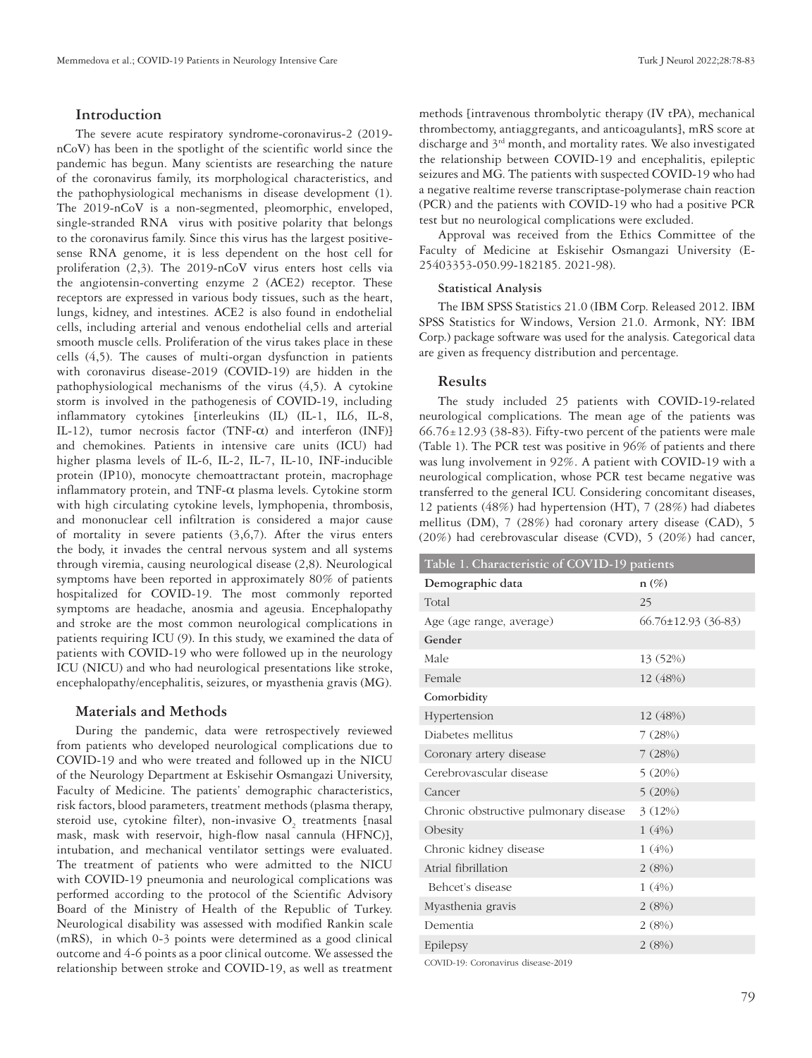## Introduction

The severe acute respiratory syndrome-coronavirus-2 (2019-nCoV) has been in the spotlight of the scientific world since the pandemic has begun. Many scientists are researching the nature of the coronavirus family, its morphological characteristics, and the pathophysiological mechanisms in disease development (1). The 2019-nCoV is a non-segmented, pleomorphic, enveloped, single-stranded RNA virus with positive polarity that belongs to the coronavirus family. Since this virus has the largest positive-sense RNA genome, it is less dependent on the host cell for proliferation (2,3). The 2019-nCoV virus enters host cells via the angiotensin-converting enzyme 2 (ACE2) receptor. These receptors are expressed in various body tissues, such as the heart, lungs, kidney, and intestines. ACE2 is also found in endothelial cells, including arterial and venous endothelial cells and arterial smooth muscle cells. Proliferation of the virus takes place in these cells (4,5). The causes of multi-organ dysfunction in patients with coronavirus disease-2019 (COVID-19) are hidden in the pathophysiological mechanisms of the virus (4,5). A cytokine storm is involved in the pathogenesis of COVID-19, including inflammatory cytokines [interleukins (IL) (IL-1, IL6, IL-8, IL-12), tumor necrosis factor (TNF-$\alpha$) and interferon (INF)] and chemokines. Patients in intensive care units (ICU) had higher plasma levels of IL-6, IL-2, IL-7, IL-10, INF-inducible protein (IP10), monocyte chemoattractant protein, macrophage inflammatory protein, and TNF-$\alpha$ plasma levels. Cytokine storm with high circulating cytokine levels, lymphopenia, thrombosis, and mononuclear cell infiltration is considered a major cause of mortality in severe patients (3,6,7). After the virus enters the body, it invades the central nervous system and all systems through viremia, causing neurological disease (2,8). Neurological symptoms have been reported in approximately 80% of patients hospitalized for COVID-19. The most commonly reported symptoms are headache, anosmia and ageusia. Encephalopathy and stroke are the most common neurological complications in patients requiring ICU (9). In this study, we examined the data of patients with COVID-19 who were followed up in the neurology ICU (NICU) and who had neurological presentations like stroke, encephalopathy/encephalitis, seizures, or myasthenia gravis (MG).

## Materials and Methods

During the pandemic, data were retrospectively reviewed from patients who developed neurological complications due to COVID-19 and who were treated and followed up in the NICU of the Neurology Department at Eskisehir Osmangazi University, Faculty of Medicine. The patients' demographic characteristics, risk factors, blood parameters, treatment methods (plasma therapy, steroid use, cytokine filter), non-invasive $O_2$ treatments [nasal mask, mask with reservoir, high-flow nasal cannula (HFNC)], intubation, and mechanical ventilator settings were evaluated. The treatment of patients who were admitted to the NICU with COVID-19 pneumonia and neurological complications was performed according to the protocol of the Scientific Advisory Board of the Ministry of Health of the Republic of Turkey. Neurological disability was assessed with modified Rankin scale (mRS), in which 0-3 points were determined as a good clinical outcome and 4-6 points as a poor clinical outcome. We assessed the relationship between stroke and COVID-19, as well as treatment methods [intravenous thrombolytic therapy (IV tPA), mechanical thrombectomy, antiaggregants, and anticoagulants], mRS score at discharge and 3rd month, and mortality rates. We also investigated the relationship between COVID-19 and encephalitis, epileptic seizures and MG. The patients with suspected COVID-19 who had a negative realtime reverse transcriptase-polymerase chain reaction (PCR) and the patients with COVID-19 who had a positive PCR test but no neurological complications were excluded.

Approval was received from the Ethics Committee of the Faculty of Medicine at Eskisehir Osmangazi University (E-25403353-050.99-182185. 2021-98).

### Statistical Analysis

The IBM SPSS Statistics 21.0 (IBM Corp. Released 2012. IBM SPSS Statistics for Windows, Version 21.0. Armonk, NY: IBM Corp.) package software was used for the analysis. Categorical data are given as frequency distribution and percentage.

## Results

The study included 25 patients with COVID-19-related neurological complications. The mean age of the patients was 66.76±12.93 (38-83). Fifty-two percent of the patients were male (Table 1). The PCR test was positive in 96% of patients and there was lung involvement in 92%. A patient with COVID-19 with a neurological complication, whose PCR test became negative was transferred to the general ICU. Considering concomitant diseases, 12 patients (48%) had hypertension (HT), 7 (28%) had diabetes mellitus (DM), 7 (28%) had coronary artery disease (CAD), 5 (20%) had cerebrovascular disease (CVD), 5 (20%) had cancer,

**Table 1. Characteristic of COVID-19 patients**

| Demographic data | n (%) |
|---|---|
| Total | 25 |
| Age (age range, average) | 66.76±12.93 (36-83) |
| **Gender** | |
| Male | 13 (52%) |
| Female | 12 (48%) |
| **Comorbidity** | |
| Hypertension | 12 (48%) |
| Diabetes mellitus | 7 (28%) |
| Coronary artery disease | 7 (28%) |
| Cerebrovascular disease | 5 (20%) |
| Cancer | 5 (20%) |
| Chronic obstructive pulmonary disease | 3 (12%) |
| Obesity | 1 (4%) |
| Chronic kidney disease | 1 (4%) |
| Atrial fibrillation | 2 (8%) |
| Behcet's disease | 1 (4%) |
| Myasthenia gravis | 2 (8%) |
| Dementia | 2 (8%) |
| Epilepsy | 2 (8%) |

COVID-19: Coronavirus disease-2019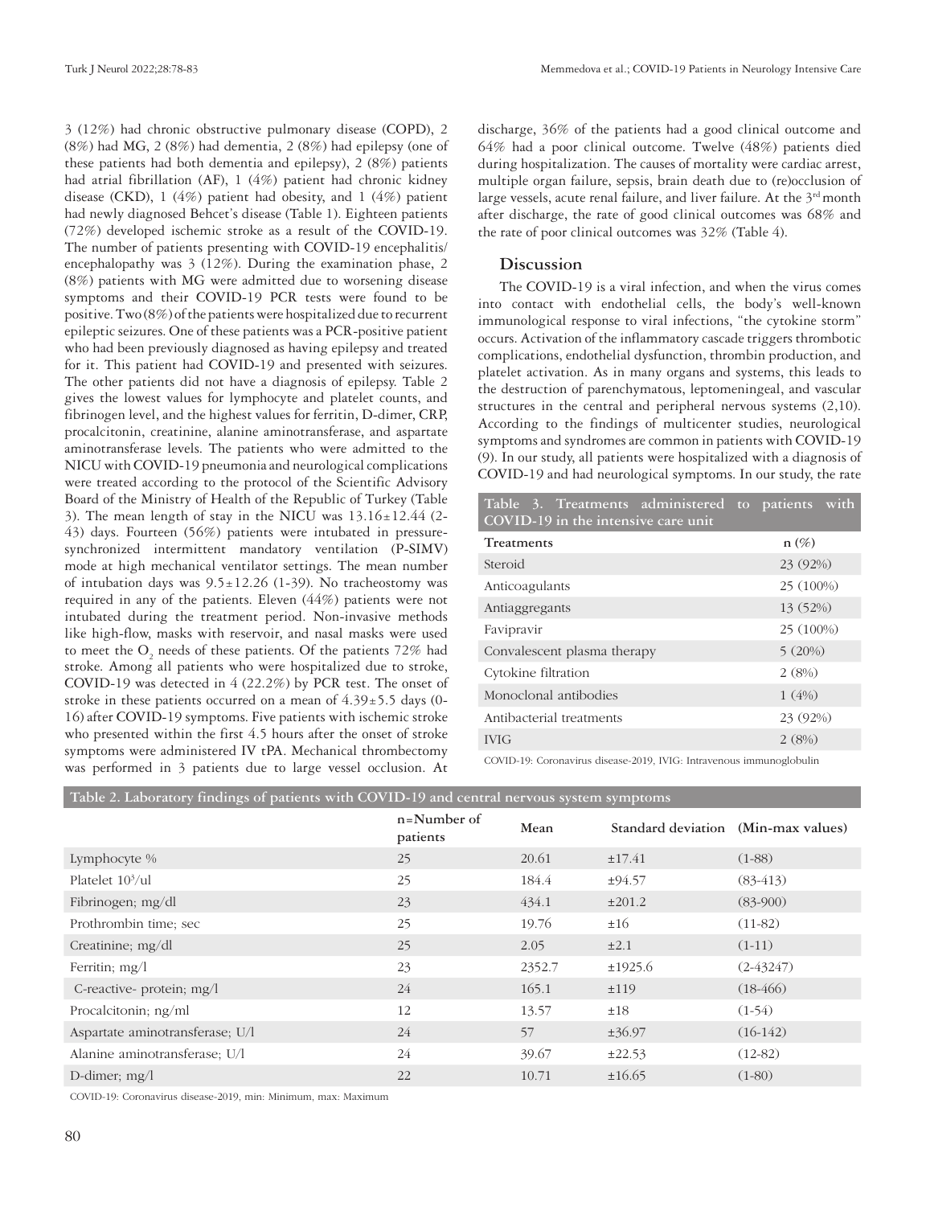3 (12%) had chronic obstructive pulmonary disease (COPD), 2 (8%) had MG, 2 (8%) had dementia, 2 (8%) had epilepsy (one of these patients had both dementia and epilepsy), 2 (8%) patients had atrial fibrillation (AF), 1 (4%) patient had chronic kidney disease (CKD), 1 (4%) patient had obesity, and 1 (4%) patient had newly diagnosed Behcet's disease (Table 1). Eighteen patients (72%) developed ischemic stroke as a result of the COVID-19. The number of patients presenting with COVID-19 encephalitis/encephalopathy was 3 (12%). During the examination phase, 2 (8%) patients with MG were admitted due to worsening disease symptoms and their COVID-19 PCR tests were found to be positive. Two (8%) of the patients were hospitalized due to recurrent epileptic seizures. One of these patients was a PCR-positive patient who had been previously diagnosed as having epilepsy and treated for it. This patient had COVID-19 and presented with seizures. The other patients did not have a diagnosis of epilepsy. Table 2 gives the lowest values for lymphocyte and platelet counts, and fibrinogen level, and the highest values for ferritin, D-dimer, CRP, procalcitonin, creatinine, alanine aminotransferase, and aspartate aminotransferase levels. The patients who were admitted to the NICU with COVID-19 pneumonia and neurological complications were treated according to the protocol of the Scientific Advisory Board of the Ministry of Health of the Republic of Turkey (Table 3). The mean length of stay in the NICU was 13.16±12.44 (2-43) days. Fourteen (56%) patients were intubated in pressure-synchronized intermittent mandatory ventilation (P-SIMV) mode at high mechanical ventilator settings. The mean number of intubation days was 9.5±12.26 (1-39). No tracheostomy was required in any of the patients. Eleven (44%) patients were not intubated during the treatment period. Non-invasive methods like high-flow, masks with reservoir, and nasal masks were used to meet the $O_2$ needs of these patients. Of the patients 72% had stroke. Among all patients who were hospitalized due to stroke, COVID-19 was detected in 4 (22.2%) by PCR test. The onset of stroke in these patients occurred on a mean of 4.39±5.5 days (0-16) after COVID-19 symptoms. Five patients with ischemic stroke who presented within the first 4.5 hours after the onset of stroke symptoms were administered IV tPA. Mechanical thrombectomy was performed in 3 patients due to large vessel occlusion. At discharge, 36% of the patients had a good clinical outcome and 64% had a poor clinical outcome. Twelve (48%) patients died during hospitalization. The causes of mortality were cardiac arrest, multiple organ failure, sepsis, brain death due to (re)occlusion of large vessels, acute renal failure, and liver failure. At the 3rd month after discharge, the rate of good clinical outcomes was 68% and the rate of poor clinical outcomes was 32% (Table 4).

## Discussion

The COVID-19 is a viral infection, and when the virus comes into contact with endothelial cells, the body's well-known immunological response to viral infections, "the cytokine storm" occurs. Activation of the inflammatory cascade triggers thrombotic complications, endothelial dysfunction, thrombin production, and platelet activation. As in many organs and systems, this leads to the destruction of parenchymatous, leptomeningeal, and vascular structures in the central and peripheral nervous systems (2,10). According to the findings of multicenter studies, neurological symptoms and syndromes are common in patients with COVID-19 (9). In our study, all patients were hospitalized with a diagnosis of COVID-19 and had neurological symptoms. In our study, the rate

**Table 3. Treatments administered to patients with COVID-19 in the intensive care unit**

| Treatments | n (%) |
|---|---|
| Steroid | 23 (92%) |
| Anticoagulants | 25 (100%) |
| Antiaggregants | 13 (52%) |
| Favipravir | 25 (100%) |
| Convalescent plasma therapy | 5 (20%) |
| Cytokine filtration | 2 (8%) |
| Monoclonal antibodies | 1 (4%) |
| Antibacterial treatments | 23 (92%) |
| IVIG | 2 (8%) |

COVID-19: Coronavirus disease-2019, IVIG: Intravenous immunoglobulin

**Table 2. Laboratory findings of patients with COVID-19 and central nervous system symptoms**

| | n=Number of patients | Mean | Standard deviation | (Min-max values) |
|---|---|---|---|---|
| Lymphocyte % | 25 | 20.61 | ±17.41 | (1-88) |
| Platelet $10^3$/ul | 25 | 184.4 | ±94.57 | (83-413) |
| Fibrinogen; mg/dl | 23 | 434.1 | ±201.2 | (83-900) |
| Prothrombin time; sec | 25 | 19.76 | ±16 | (11-82) |
| Creatinine; mg/dl | 25 | 2.05 | ±2.1 | (1-11) |
| Ferritin; mg/l | 23 | 2352.7 | ±1925.6 | (2-43247) |
| C-reactive- protein; mg/l | 24 | 165.1 | ±119 | (18-466) |
| Procalcitonin; ng/ml | 12 | 13.57 | ±18 | (1-54) |
| Aspartate aminotransferase; U/l | 24 | 57 | ±36.97 | (16-142) |
| Alanine aminotransferase; U/l | 24 | 39.67 | ±22.53 | (12-82) |
| D-dimer; mg/l | 22 | 10.71 | ±16.65 | (1-80) |

COVID-19: Coronavirus disease-2019, min: Minimum, max: Maximum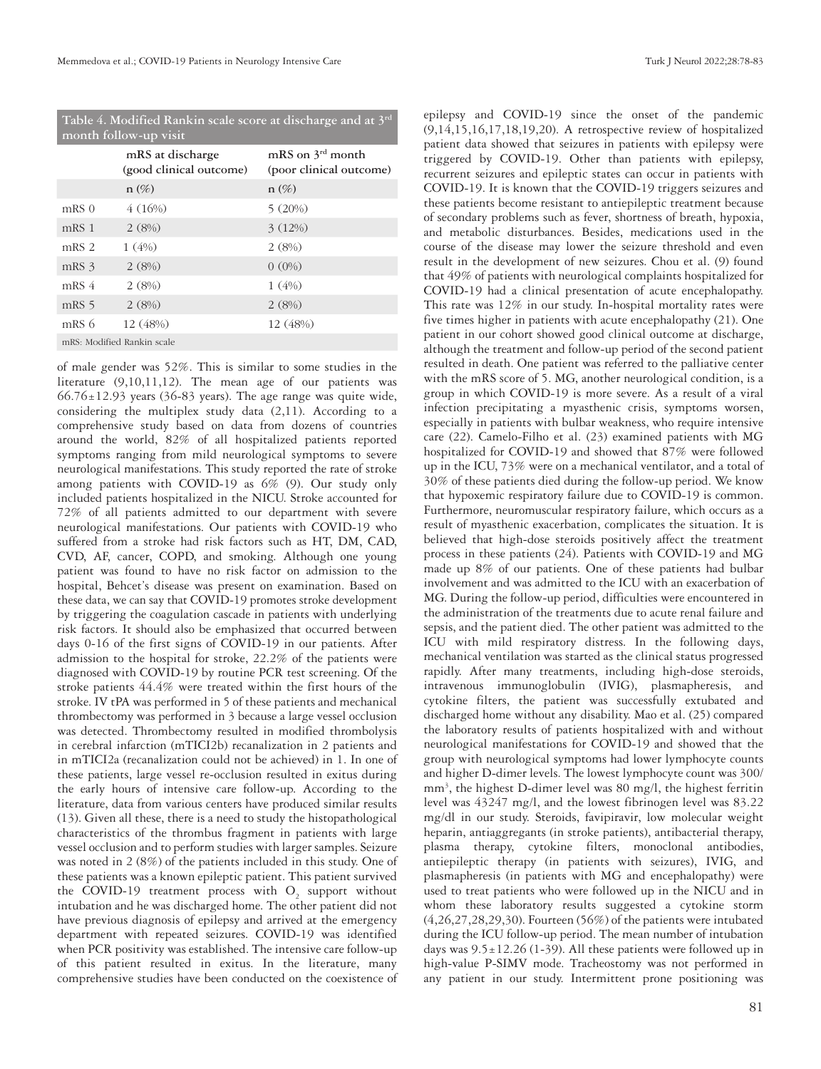**Table 4. Modified Rankin scale score at discharge and at 3rd month follow-up visit**

| | mRS at discharge (good clinical outcome) | mRS on 3rd month (poor clinical outcome) |
|---|---|---|
| | n (%) | n (%) |
| mRS 0 | 4 (16%) | 5 (20%) |
| mRS 1 | 2 (8%) | 3 (12%) |
| mRS 2 | 1 (4%) | 2 (8%) |
| mRS 3 | 2 (8%) | 0 (0%) |
| mRS 4 | 2 (8%) | 1 (4%) |
| mRS 5 | 2 (8%) | 2 (8%) |
| mRS 6 | 12 (48%) | 12 (48%) |

mRS: Modified Rankin scale

of male gender was 52%. This is similar to some studies in the literature (9,10,11,12). The mean age of our patients was 66.76±12.93 years (36-83 years). The age range was quite wide, considering the multiplex study data (2,11). According to a comprehensive study based on data from dozens of countries around the world, 82% of all hospitalized patients reported symptoms ranging from mild neurological symptoms to severe neurological manifestations. This study reported the rate of stroke among patients with COVID-19 as 6% (9). Our study only included patients hospitalized in the NICU. Stroke accounted for 72% of all patients admitted to our department with severe neurological manifestations. Our patients with COVID-19 who suffered from a stroke had risk factors such as HT, DM, CAD, CVD, AF, cancer, COPD, and smoking. Although one young patient was found to have no risk factor on admission to the hospital, Behcet's disease was present on examination. Based on these data, we can say that COVID-19 promotes stroke development by triggering the coagulation cascade in patients with underlying risk factors. It should also be emphasized that occurred between days 0-16 of the first signs of COVID-19 in our patients. After admission to the hospital for stroke, 22.2% of the patients were diagnosed with COVID-19 by routine PCR test screening. Of the stroke patients 44.4% were treated within the first hours of the stroke. IV tPA was performed in 5 of these patients and mechanical thrombectomy was performed in 3 because a large vessel occlusion was detected. Thrombectomy resulted in modified thrombolysis in cerebral infarction (mTICI2b) recanalization in 2 patients and in mTICI2a (recanalization could not be achieved) in 1. In one of these patients, large vessel re-occlusion resulted in exitus during the early hours of intensive care follow-up. According to the literature, data from various centers have produced similar results (13). Given all these, there is a need to study the histopathological characteristics of the thrombus fragment in patients with large vessel occlusion and to perform studies with larger samples. Seizure was noted in 2 (8%) of the patients included in this study. One of these patients was a known epileptic patient. This patient survived the COVID-19 treatment process with $O_2$ support without intubation and he was discharged home. The other patient did not have previous diagnosis of epilepsy and arrived at the emergency department with repeated seizures. COVID-19 was identified when PCR positivity was established. The intensive care follow-up of this patient resulted in exitus. In the literature, many comprehensive studies have been conducted on the coexistence of epilepsy and COVID-19 since the onset of the pandemic (9,14,15,16,17,18,19,20). A retrospective review of hospitalized patient data showed that seizures in patients with epilepsy were triggered by COVID-19. Other than patients with epilepsy, recurrent seizures and epileptic states can occur in patients with COVID-19. It is known that the COVID-19 triggers seizures and these patients become resistant to antiepileptic treatment because of secondary problems such as fever, shortness of breath, hypoxia, and metabolic disturbances. Besides, medications used in the course of the disease may lower the seizure threshold and even result in the development of new seizures. Chou et al. (9) found that 49% of patients with neurological complaints hospitalized for COVID-19 had a clinical presentation of acute encephalopathy. This rate was 12% in our study. In-hospital mortality rates were five times higher in patients with acute encephalopathy (21). One patient in our cohort showed good clinical outcome at discharge, although the treatment and follow-up period of the second patient resulted in death. One patient was referred to the palliative center with the mRS score of 5. MG, another neurological condition, is a group in which COVID-19 is more severe. As a result of a viral infection precipitating a myasthenic crisis, symptoms worsen, especially in patients with bulbar weakness, who require intensive care (22). Camelo-Filho et al. (23) examined patients with MG hospitalized for COVID-19 and showed that 87% were followed up in the ICU, 73% were on a mechanical ventilator, and a total of 30% of these patients died during the follow-up period. We know that hypoxemic respiratory failure due to COVID-19 is common. Furthermore, neuromuscular respiratory failure, which occurs as a result of myasthenic exacerbation, complicates the situation. It is believed that high-dose steroids positively affect the treatment process in these patients (24). Patients with COVID-19 and MG made up 8% of our patients. One of these patients had bulbar involvement and was admitted to the ICU with an exacerbation of MG. During the follow-up period, difficulties were encountered in the administration of the treatments due to acute renal failure and sepsis, and the patient died. The other patient was admitted to the ICU with mild respiratory distress. In the following days, mechanical ventilation was started as the clinical status progressed rapidly. After many treatments, including high-dose steroids, intravenous immunoglobulin (IVIG), plasmapheresis, and cytokine filters, the patient was successfully extubated and discharged home without any disability. Mao et al. (25) compared the laboratory results of patients hospitalized with and without neurological manifestations for COVID-19 and showed that the group with neurological symptoms had lower lymphocyte counts and higher D-dimer levels. The lowest lymphocyte count was 300/mm$^3$, the highest D-dimer level was 80 mg/l, the highest ferritin level was 43247 mg/l, and the lowest fibrinogen level was 83.22 mg/dl in our study. Steroids, favipiravir, low molecular weight heparin, antiaggregants (in stroke patients), antibacterial therapy, plasma therapy, cytokine filters, monoclonal antibodies, antiepileptic therapy (in patients with seizures), IVIG, and plasmapheresis (in patients with MG and encephalopathy) were used to treat patients who were followed up in the NICU and in whom these laboratory results suggested a cytokine storm (4,26,27,28,29,30). Fourteen (56%) of the patients were intubated during the ICU follow-up period. The mean number of intubation days was 9.5±12.26 (1-39). All these patients were followed up in high-value P-SIMV mode. Tracheostomy was not performed in any patient in our study. Intermittent prone positioning was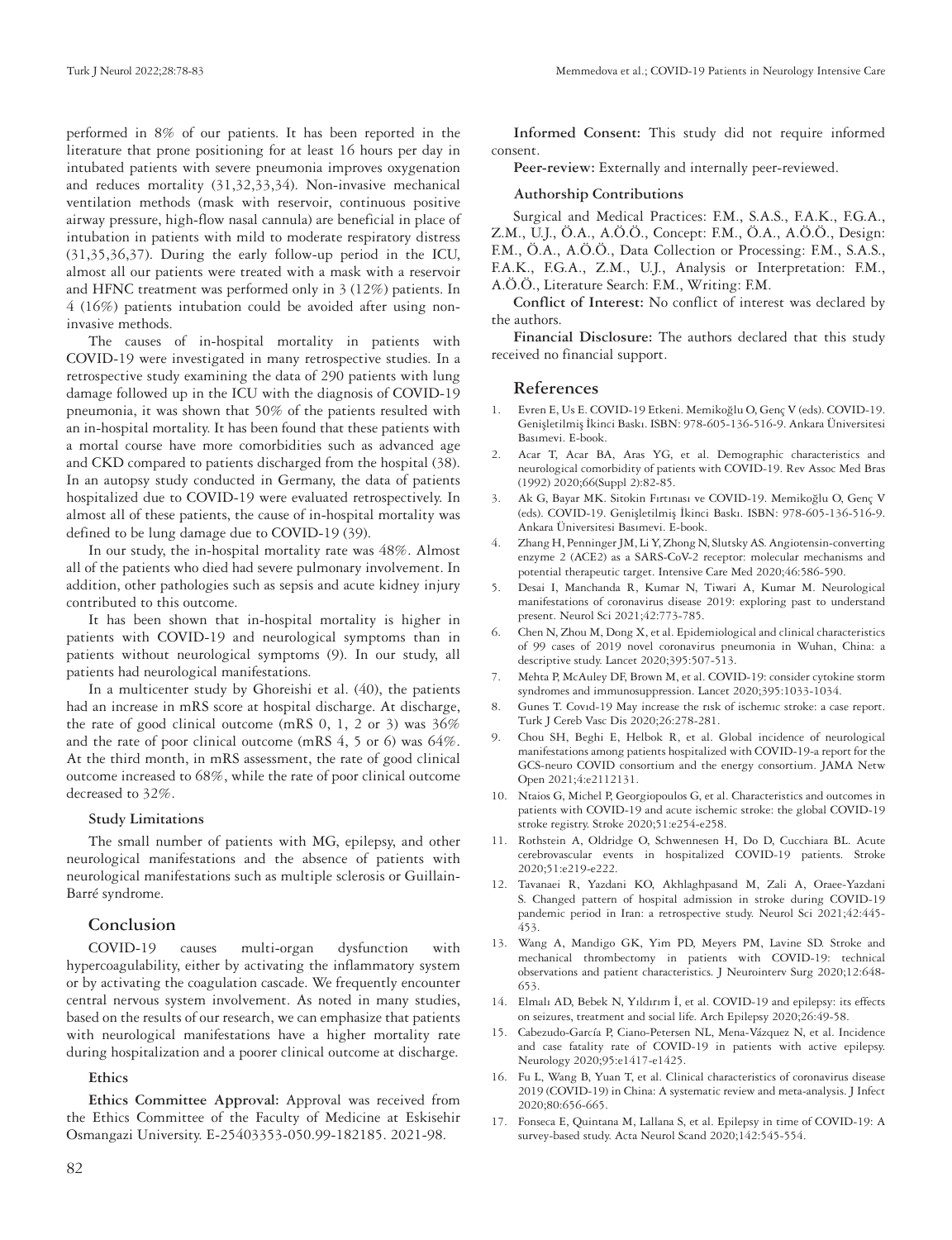performed in 8% of our patients. It has been reported in the literature that prone positioning for at least 16 hours per day in intubated patients with severe pneumonia improves oxygenation and reduces mortality (31,32,33,34). Non-invasive mechanical ventilation methods (mask with reservoir, continuous positive airway pressure, high-flow nasal cannula) are beneficial in place of intubation in patients with mild to moderate respiratory distress (31,35,36,37). During the early follow-up period in the ICU, almost all our patients were treated with a mask with a reservoir and HFNC treatment was performed only in 3 (12%) patients. In 4 (16%) patients intubation could be avoided after using non-invasive methods.

The causes of in-hospital mortality in patients with COVID-19 were investigated in many retrospective studies. In a retrospective study examining the data of 290 patients with lung damage followed up in the ICU with the diagnosis of COVID-19 pneumonia, it was shown that 50% of the patients resulted with an in-hospital mortality. It has been found that these patients with a mortal course have more comorbidities such as advanced age and CKD compared to patients discharged from the hospital (38). In an autopsy study conducted in Germany, the data of patients hospitalized due to COVID-19 were evaluated retrospectively. In almost all of these patients, the cause of in-hospital mortality was defined to be lung damage due to COVID-19 (39).

In our study, the in-hospital mortality rate was 48%. Almost all of the patients who died had severe pulmonary involvement. In addition, other pathologies such as sepsis and acute kidney injury contributed to this outcome.

It has been shown that in-hospital mortality is higher in patients with COVID-19 and neurological symptoms than in patients without neurological symptoms (9). In our study, all patients had neurological manifestations.

In a multicenter study by Ghoreishi et al. (40), the patients had an increase in mRS score at hospital discharge. At discharge, the rate of good clinical outcome (mRS 0, 1, 2 or 3) was 36% and the rate of poor clinical outcome (mRS 4, 5 or 6) was 64%. At the third month, in mRS assessment, the rate of good clinical outcome increased to 68%, while the rate of poor clinical outcome decreased to 32%.

### Study Limitations

The small number of patients with MG, epilepsy, and other neurological manifestations and the absence of patients with neurological manifestations such as multiple sclerosis or Guillain-Barré syndrome.

## Conclusion

COVID-19 causes multi-organ dysfunction with hypercoagulability, either by activating the inflammatory system or by activating the coagulation cascade. We frequently encounter central nervous system involvement. As noted in many studies, based on the results of our research, we can emphasize that patients with neurological manifestations have a higher mortality rate during hospitalization and a poorer clinical outcome at discharge.

### Ethics

**Ethics Committee Approval:** Approval was received from the Ethics Committee of the Faculty of Medicine at Eskisehir Osmangazi University. E-25403353-050.99-182185. 2021-98.

**Informed Consent:** This study did not require informed consent.

**Peer-review:** Externally and internally peer-reviewed.

### Authorship Contributions

Surgical and Medical Practices: F.M., S.A.S., F.A.K., F.G.A., Z.M., U.J., Ö.A., A.Ö.Ö., Concept: F.M., Ö.A., A.Ö.Ö., Design: F.M., Ö.A., A.Ö.Ö., Data Collection or Processing: F.M., S.A.S., F.A.K., F.G.A., Z.M., U.J., Analysis or Interpretation: F.M., A.Ö.Ö., Literature Search: F.M., Writing: F.M.

**Conflict of Interest:** No conflict of interest was declared by the authors.

**Financial Disclosure:** The authors declared that this study received no financial support.

## References

1. Evren E, Us E. COVID-19 Etkeni. Memikoğlu O, Genç V (eds). COVID-19. Genişletilmiş İkinci Baskı. ISBN: 978-605-136-516-9. Ankara Üniversitesi Basımevi. E-book.
2. Acar T, Acar BA, Aras YG, et al. Demographic characteristics and neurological comorbidity of patients with COVID-19. Rev Assoc Med Bras (1992) 2020;66(Suppl 2):82-85.
3. Ak G, Bayar MK. Sitokin Fırtınası ve COVID-19. Memikoğlu O, Genç V (eds). COVID-19. Genişletilmiş İkinci Baskı. ISBN: 978-605-136-516-9. Ankara Üniversitesi Basımevi. E-book.
4. Zhang H, Penninger JM, Li Y, Zhong N, Slutsky AS. Angiotensin-converting enzyme 2 (ACE2) as a SARS-CoV-2 receptor: molecular mechanisms and potential therapeutic target. Intensive Care Med 2020;46:586-590.
5. Desai I, Manchanda R, Kumar N, Tiwari A, Kumar M. Neurological manifestations of coronavirus disease 2019: exploring past to understand present. Neurol Sci 2021;42:773-785.
6. Chen N, Zhou M, Dong X, et al. Epidemiological and clinical characteristics of 99 cases of 2019 novel coronavirus pneumonia in Wuhan, China: a descriptive study. Lancet 2020;395:507-513.
7. Mehta P, McAuley DF, Brown M, et al. COVID-19: consider cytokine storm syndromes and immunosuppression. Lancet 2020;395:1033-1034.
8. Gunes T. Covıd-19 May increase the rısk of ischemıc stroke: a case report. Turk J Cereb Vasc Dis 2020;26:278-281.
9. Chou SH, Beghi E, Helbok R, et al. Global incidence of neurological manifestations among patients hospitalized with COVID-19-a report for the GCS-neuro COVID consortium and the energy consortium. JAMA Netw Open 2021;4:e2112131.
10. Ntaios G, Michel P, Georgiopoulos G, et al. Characteristics and outcomes in patients with COVID-19 and acute ischemic stroke: the global COVID-19 stroke registry. Stroke 2020;51:e254-e258.
11. Rothstein A, Oldridge O, Schwennesen H, Do D, Cucchiara BL. Acute cerebrovascular events in hospitalized COVID-19 patients. Stroke 2020;51:e219-e222.
12. Tavanaei R, Yazdani KO, Akhlaghpasand M, Zali A, Oraee-Yazdani S. Changed pattern of hospital admission in stroke during COVID-19 pandemic period in Iran: a retrospective study. Neurol Sci 2021;42:445-453.
13. Wang A, Mandigo GK, Yim PD, Meyers PM, Lavine SD. Stroke and mechanical thrombectomy in patients with COVID-19: technical observations and patient characteristics. J Neurointerv Surg 2020;12:648-653.
14. Elmalı AD, Bebek N, Yıldırım İ, et al. COVID-19 and epilepsy: its effects on seizures, treatment and social life. Arch Epilepsy 2020;26:49-58.
15. Cabezudo-García P, Ciano-Petersen NL, Mena-Vázquez N, et al. Incidence and case fatality rate of COVID-19 in patients with active epilepsy. Neurology 2020;95:e1417-e1425.
16. Fu L, Wang B, Yuan T, et al. Clinical characteristics of coronavirus disease 2019 (COVID-19) in China: A systematic review and meta-analysis. J Infect 2020;80:656-665.
17. Fonseca E, Quintana M, Lallana S, et al. Epilepsy in time of COVID-19: A survey-based study. Acta Neurol Scand 2020;142:545-554.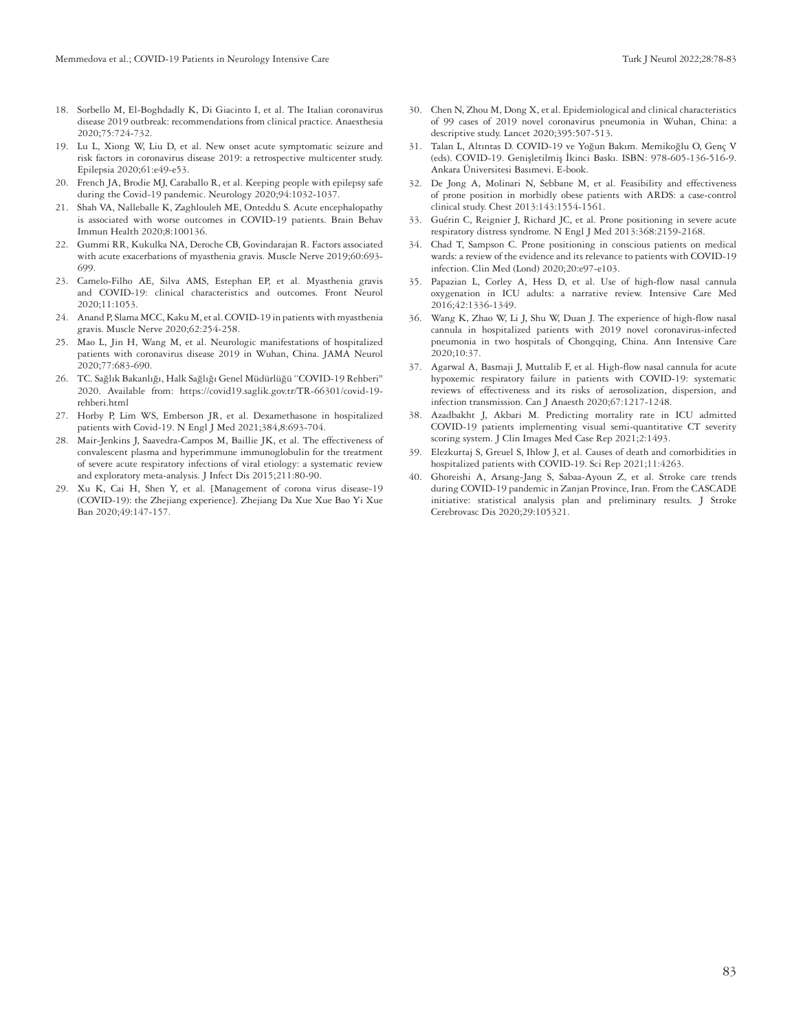18. Sorbello M, El-Boghdadly K, Di Giacinto I, et al. The Italian coronavirus disease 2019 outbreak: recommendations from clinical practice. Anaesthesia 2020;75:724-732.
19. Lu L, Xiong W, Liu D, et al. New onset acute symptomatic seizure and risk factors in coronavirus disease 2019: a retrospective multicenter study. Epilepsia 2020;61:e49-e53.
20. French JA, Brodie MJ, Caraballo R, et al. Keeping people with epilepsy safe during the Covid-19 pandemic. Neurology 2020;94:1032-1037.
21. Shah VA, Nalleballe K, Zaghlouleh ME, Onteddu S. Acute encephalopathy is associated with worse outcomes in COVID-19 patients. Brain Behav Immun Health 2020;8:100136.
22. Gummi RR, Kukulka NA, Deroche CB, Govindarajan R. Factors associated with acute exacerbations of myasthenia gravis. Muscle Nerve 2019;60:693-699.
23. Camelo-Filho AE, Silva AMS, Estephan EP, et al. Myasthenia gravis and COVID-19: clinical characteristics and outcomes. Front Neurol 2020;11:1053.
24. Anand P, Slama MCC, Kaku M, et al. COVID-19 in patients with myasthenia gravis. Muscle Nerve 2020;62:254-258.
25. Mao L, Jin H, Wang M, et al. Neurologic manifestations of hospitalized patients with coronavirus disease 2019 in Wuhan, China. JAMA Neurol 2020;77:683-690.
26. TC. Sağlık Bakanlığı, Halk Sağlığı Genel Müdürlüğü "COVID-19 Rehberi" 2020. Available from: https://covid19.saglik.gov.tr/TR-66301/covid-19-rehberi.html
27. Horby P, Lim WS, Emberson JR, et al. Dexamethasone in hospitalized patients with Covid-19. N Engl J Med 2021;384,8:693-704.
28. Mair-Jenkins J, Saavedra-Campos M, Baillie JK, et al. The effectiveness of convalescent plasma and hyperimmune immunoglobulin for the treatment of severe acute respiratory infections of viral etiology: a systematic review and exploratory meta-analysis. J Infect Dis 2015;211:80-90.
29. Xu K, Cai H, Shen Y, et al. [Management of corona virus disease-19 (COVID-19): the Zhejiang experience]. Zhejiang Da Xue Xue Bao Yi Xue Ban 2020;49:147-157.
30. Chen N, Zhou M, Dong X, et al. Epidemiological and clinical characteristics of 99 cases of 2019 novel coronavirus pneumonia in Wuhan, China: a descriptive study. Lancet 2020;395:507-513.
31. Talan L, Altıntas D. COVID-19 ve Yoğun Bakım. Memikoğlu O, Genç V (eds). COVID-19. Genişletilmiş İkinci Baskı. ISBN: 978-605-136-516-9. Ankara Üniversitesi Basımevi. E-book.
32. De Jong A, Molinari N, Sebbane M, et al. Feasibility and effectiveness of prone position in morbidly obese patients with ARDS: a case-control clinical study. Chest 2013:143:1554-1561.
33. Guérin C, Reignier J, Richard JC, et al. Prone positioning in severe acute respiratory distress syndrome. N Engl J Med 2013:368:2159-2168.
34. Chad T, Sampson C. Prone positioning in conscious patients on medical wards: a review of the evidence and its relevance to patients with COVID-19 infection. Clin Med (Lond) 2020;20:e97-e103.
35. Papazian L, Corley A, Hess D, et al. Use of high-flow nasal cannula oxygenation in ICU adults: a narrative review. Intensive Care Med 2016;42:1336-1349.
36. Wang K, Zhao W, Li J, Shu W, Duan J. The experience of high-flow nasal cannula in hospitalized patients with 2019 novel coronavirus-infected pneumonia in two hospitals of Chongqing, China. Ann Intensive Care 2020;10:37.
37. Agarwal A, Basmaji J, Muttalib F, et al. High-flow nasal cannula for acute hypoxemic respiratory failure in patients with COVID-19: systematic reviews of effectiveness and its risks of aerosolization, dispersion, and infection transmission. Can J Anaesth 2020;67:1217-1248.
38. Azadbakht J, Akbari M. Predicting mortality rate in ICU admitted COVID-19 patients implementing visual semi-quantitative CT severity scoring system. J Clin Images Med Case Rep 2021;2:1493.
39. Elezkurtaj S, Greuel S, Ihlow J, et al. Causes of death and comorbidities in hospitalized patients with COVID-19. Sci Rep 2021;11:4263.
40. Ghoreishi A, Arsang-Jang S, Sabaa-Ayoun Z, et al. Stroke care trends during COVID-19 pandemic in Zanjan Province, Iran. From the CASCADE initiative: statistical analysis plan and preliminary results. J Stroke Cerebrovasc Dis 2020;29:105321.